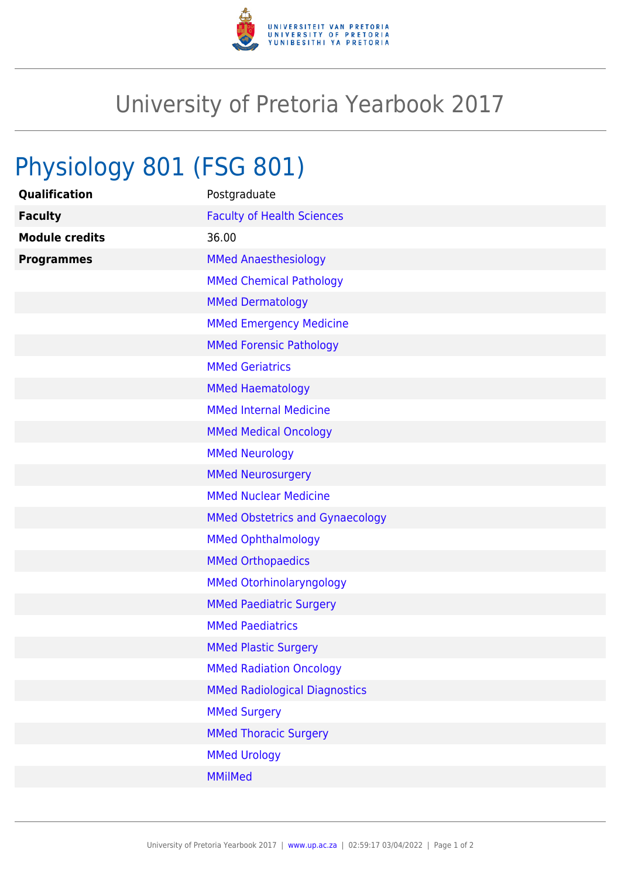# University of Pretoria Yearbook 2017

## Physiology 801 (FSG 801)

| | |
|---|---|
| **Qualification** | Postgraduate |
| **Faculty** | Faculty of Health Sciences |
| **Module credits** | 36.00 |
| **Programmes** | MMed Anaesthesiology |
| | MMed Chemical Pathology |
| | MMed Dermatology |
| | MMed Emergency Medicine |
| | MMed Forensic Pathology |
| | MMed Geriatrics |
| | MMed Haematology |
| | MMed Internal Medicine |
| | MMed Medical Oncology |
| | MMed Neurology |
| | MMed Neurosurgery |
| | MMed Nuclear Medicine |
| | MMed Obstetrics and Gynaecology |
| | MMed Ophthalmology |
| | MMed Orthopaedics |
| | MMed Otorhinolaryngology |
| | MMed Paediatric Surgery |
| | MMed Paediatrics |
| | MMed Plastic Surgery |
| | MMed Radiation Oncology |
| | MMed Radiological Diagnostics |
| | MMed Surgery |
| | MMed Thoracic Surgery |
| | MMed Urology |
| | MMilMed |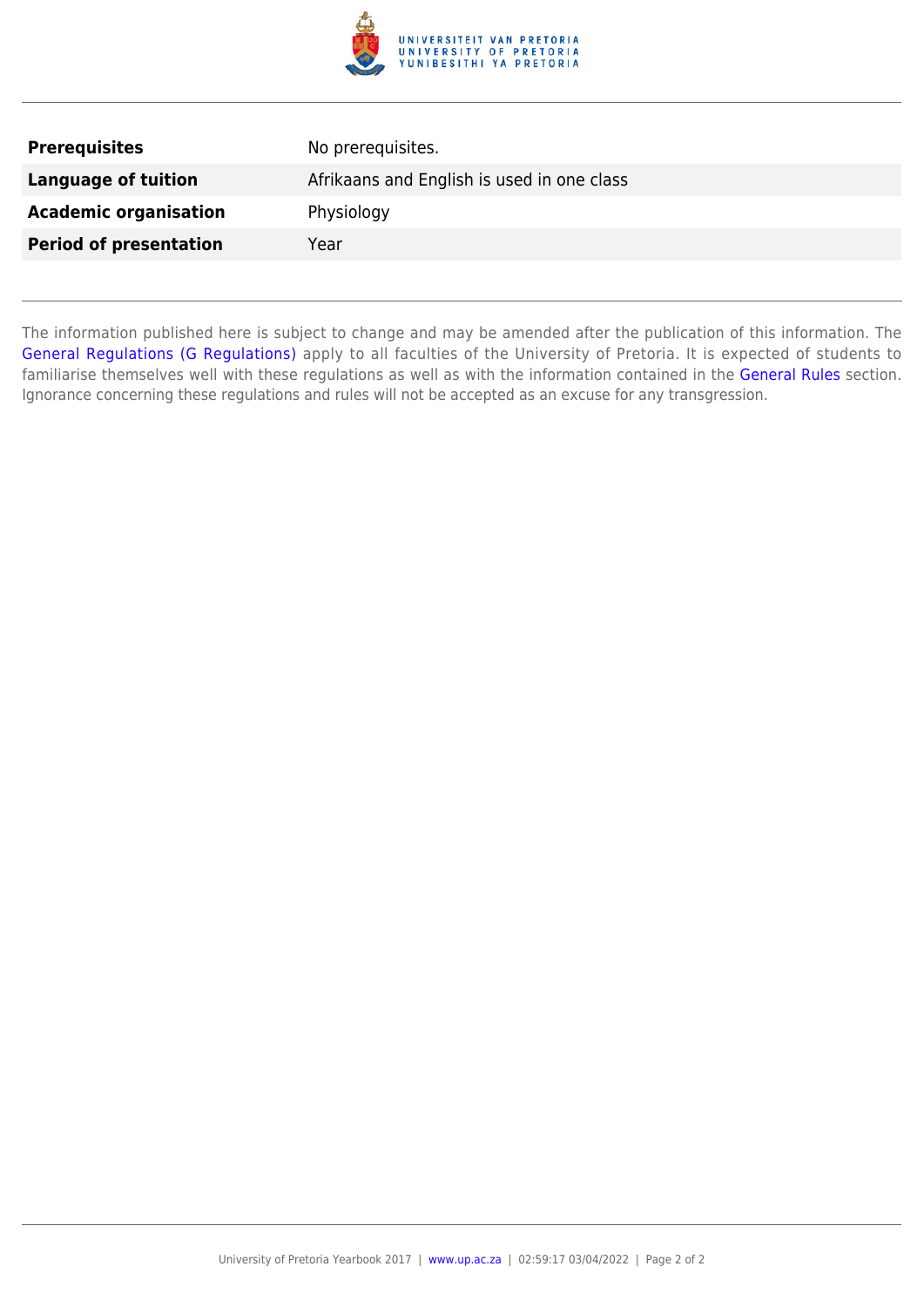| | |
|---|---|
| **Prerequisites** | No prerequisites. |
| **Language of tuition** | Afrikaans and English is used in one class |
| **Academic organisation** | Physiology |
| **Period of presentation** | Year |

The information published here is subject to change and may be amended after the publication of this information. The General Regulations (G Regulations) apply to all faculties of the University of Pretoria. It is expected of students to familiarise themselves well with these regulations as well as with the information contained in the General Rules section. Ignorance concerning these regulations and rules will not be accepted as an excuse for any transgression.